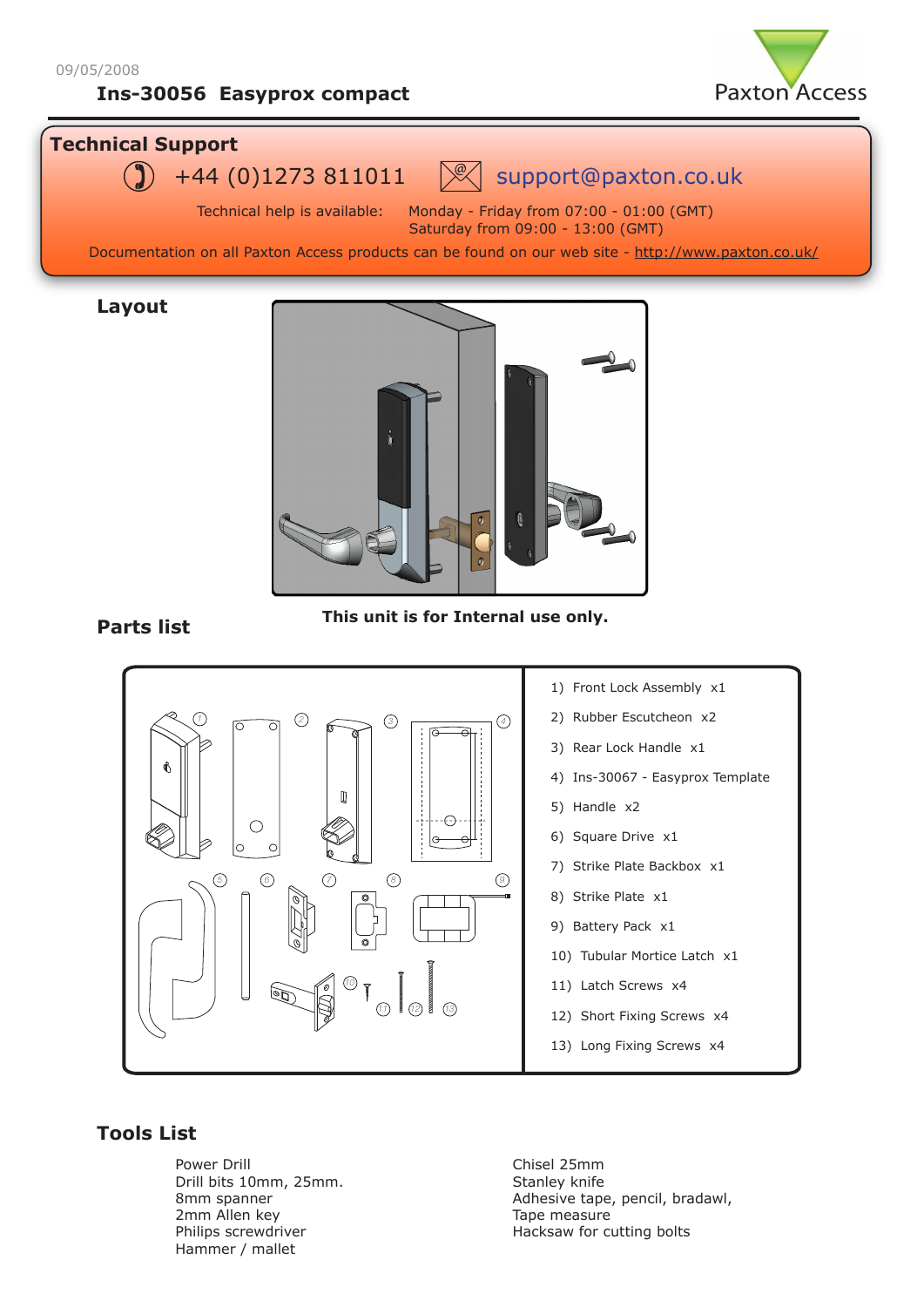09/05/2008

# Ins-30056 Easyprox compact

Paxton Access

## Technical Support

+44 (0)1273 811011 support@paxton.co.uk

Technical help is available: Monday - Friday from 07:00 - 01:00 (GMT)
Saturday from 09:00 - 13:00 (GMT)

Documentation on all Paxton Access products can be found on our web site - http://www.paxton.co.uk/

## Layout

**This unit is for Internal use only.**

## Parts list

1) Front Lock Assembly x1
2) Rubber Escutcheon x2
3) Rear Lock Handle x1
4) Ins-30067 - Easyprox Template
5) Handle x2
6) Square Drive x1
7) Strike Plate Backbox x1
8) Strike Plate x1
9) Battery Pack x1
10) Tubular Mortice Latch x1
11) Latch Screws x4
12) Short Fixing Screws x4
13) Long Fixing Screws x4

## Tools List

Power Drill
Drill bits 10mm, 25mm.
8mm spanner
2mm Allen key
Philips screwdriver
Hammer / mallet
Chisel 25mm
Stanley knife
Adhesive tape, pencil, bradawl,
Tape measure
Hacksaw for cutting bolts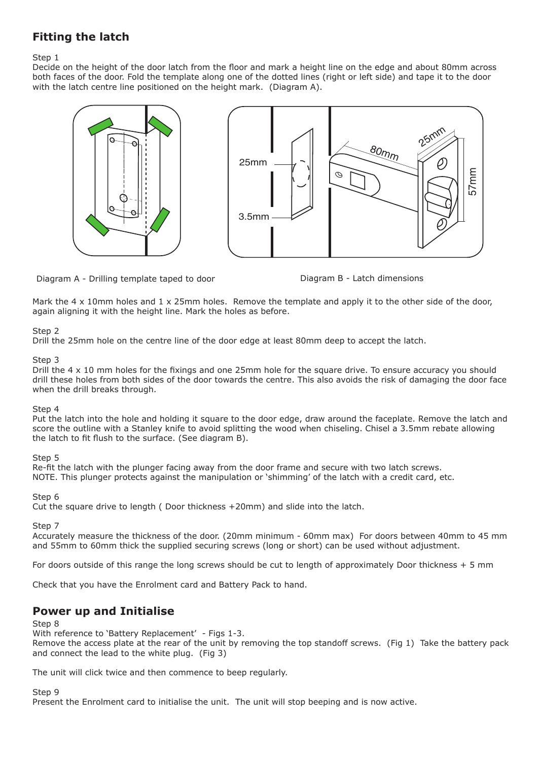## Fitting the latch

Step 1
Decide on the height of the door latch from the floor and mark a height line on the edge and about 80mm across both faces of the door. Fold the template along one of the dotted lines (right or left side) and tape it to the door with the latch centre line positioned on the height mark. (Diagram A).

Diagram A - Drilling template taped to door

Diagram B - Latch dimensions

Mark the 4 x 10mm holes and 1 x 25mm holes. Remove the template and apply it to the other side of the door, again aligning it with the height line. Mark the holes as before.

Step 2
Drill the 25mm hole on the centre line of the door edge at least 80mm deep to accept the latch.

Step 3
Drill the 4 x 10 mm holes for the fixings and one 25mm hole for the square drive. To ensure accuracy you should drill these holes from both sides of the door towards the centre. This also avoids the risk of damaging the door face when the drill breaks through.

Step 4
Put the latch into the hole and holding it square to the door edge, draw around the faceplate. Remove the latch and score the outline with a Stanley knife to avoid splitting the wood when chiseling. Chisel a 3.5mm rebate allowing the latch to fit flush to the surface. (See diagram B).

Step 5
Re-fit the latch with the plunger facing away from the door frame and secure with two latch screws.
NOTE. This plunger protects against the manipulation or 'shimming' of the latch with a credit card, etc.

Step 6
Cut the square drive to length ( Door thickness +20mm) and slide into the latch.

Step 7
Accurately measure the thickness of the door. (20mm minimum - 60mm max) For doors between 40mm to 45 mm and 55mm to 60mm thick the supplied securing screws (long or short) can be used without adjustment.

For doors outside of this range the long screws should be cut to length of approximately Door thickness + 5 mm

Check that you have the Enrolment card and Battery Pack to hand.

## Power up and Initialise

Step 8
With reference to 'Battery Replacement' - Figs 1-3.
Remove the access plate at the rear of the unit by removing the top standoff screws. (Fig 1) Take the battery pack and connect the lead to the white plug. (Fig 3)

The unit will click twice and then commence to beep regularly.

Step 9
Present the Enrolment card to initialise the unit. The unit will stop beeping and is now active.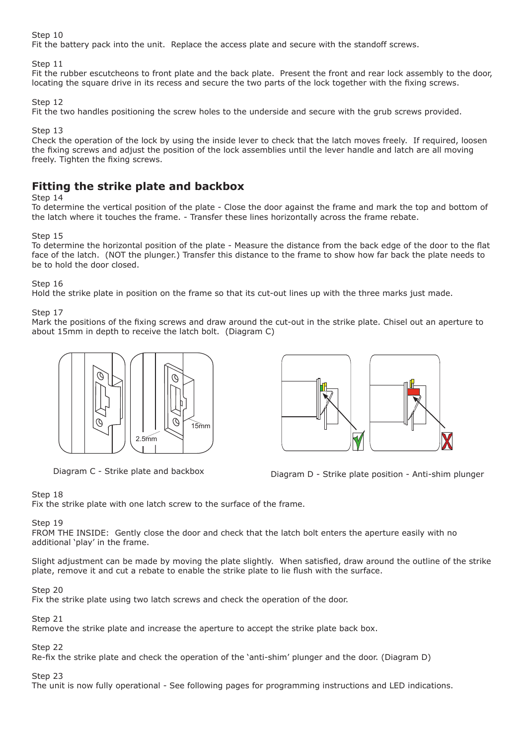Step 10
Fit the battery pack into the unit. Replace the access plate and secure with the standoff screws.

Step 11
Fit the rubber escutcheons to front plate and the back plate. Present the front and rear lock assembly to the door, locating the square drive in its recess and secure the two parts of the lock together with the fixing screws.

Step 12
Fit the two handles positioning the screw holes to the underside and secure with the grub screws provided.

Step 13
Check the operation of the lock by using the inside lever to check that the latch moves freely. If required, loosen the fixing screws and adjust the position of the lock assemblies until the lever handle and latch are all moving freely. Tighten the fixing screws.

## Fitting the strike plate and backbox

Step 14
To determine the vertical position of the plate - Close the door against the frame and mark the top and bottom of the latch where it touches the frame. - Transfer these lines horizontally across the frame rebate.

Step 15
To determine the horizontal position of the plate - Measure the distance from the back edge of the door to the flat face of the latch. (NOT the plunger.) Transfer this distance to the frame to show how far back the plate needs to be to hold the door closed.

Step 16
Hold the strike plate in position on the frame so that its cut-out lines up with the three marks just made.

Step 17
Mark the positions of the fixing screws and draw around the cut-out in the strike plate. Chisel out an aperture to about 15mm in depth to receive the latch bolt. (Diagram C)

Diagram C - Strike plate and backbox

Diagram D - Strike plate position - Anti-shim plunger

Step 18
Fix the strike plate with one latch screw to the surface of the frame.

Step 19
FROM THE INSIDE: Gently close the door and check that the latch bolt enters the aperture easily with no additional 'play' in the frame.

Slight adjustment can be made by moving the plate slightly. When satisfied, draw around the outline of the strike plate, remove it and cut a rebate to enable the strike plate to lie flush with the surface.

Step 20
Fix the strike plate using two latch screws and check the operation of the door.

Step 21
Remove the strike plate and increase the aperture to accept the strike plate back box.

Step 22
Re-fix the strike plate and check the operation of the 'anti-shim' plunger and the door. (Diagram D)

Step 23
The unit is now fully operational - See following pages for programming instructions and LED indications.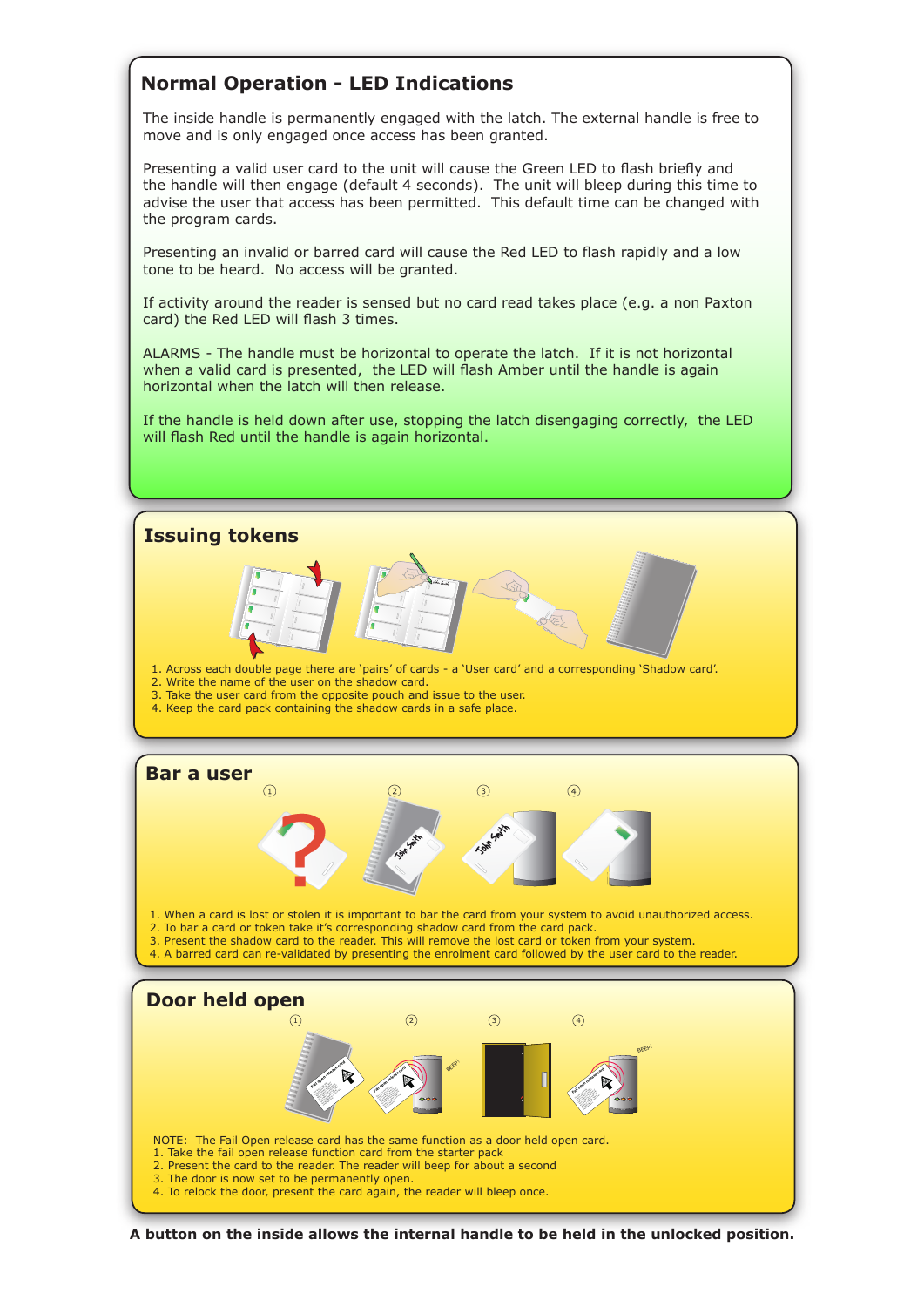## Normal Operation - LED Indications

The inside handle is permanently engaged with the latch. The external handle is free to move and is only engaged once access has been granted.

Presenting a valid user card to the unit will cause the Green LED to flash briefly and the handle will then engage (default 4 seconds). The unit will bleep during this time to advise the user that access has been permitted. This default time can be changed with the program cards.

Presenting an invalid or barred card will cause the Red LED to flash rapidly and a low tone to be heard. No access will be granted.

If activity around the reader is sensed but no card read takes place (e.g. a non Paxton card) the Red LED will flash 3 times.

ALARMS - The handle must be horizontal to operate the latch. If it is not horizontal when a valid card is presented, the LED will flash Amber until the handle is again horizontal when the latch will then release.

If the handle is held down after use, stopping the latch disengaging correctly, the LED will flash Red until the handle is again horizontal.

## Issuing tokens

1. Across each double page there are 'pairs' of cards - a 'User card' and a corresponding 'Shadow card'.
2. Write the name of the user on the shadow card.
3. Take the user card from the opposite pouch and issue to the user.
4. Keep the card pack containing the shadow cards in a safe place.

## Bar a user

1. When a card is lost or stolen it is important to bar the card from your system to avoid unauthorized access.
2. To bar a card or token take it's corresponding shadow card from the card pack.
3. Present the shadow card to the reader. This will remove the lost card or token from your system.
4. A barred card can re-validated by presenting the enrolment card followed by the user card to the reader.

## Door held open

NOTE: The Fail Open release card has the same function as a door held open card.
1. Take the fail open release function card from the starter pack
2. Present the card to the reader. The reader will beep for about a second
3. The door is now set to be permanently open.
4. To relock the door, present the card again, the reader will bleep once.

**A button on the inside allows the internal handle to be held in the unlocked position.**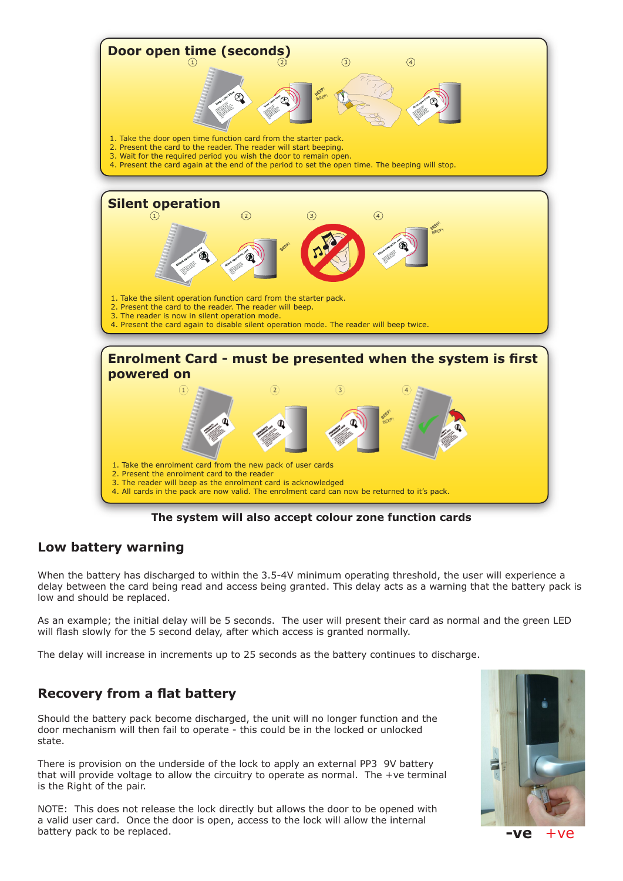## Door open time (seconds)

1. Take the door open time function card from the starter pack.
2. Present the card to the reader. The reader will start beeping.
3. Wait for the required period you wish the door to remain open.
4. Present the card again at the end of the period to set the open time. The beeping will stop.

## Silent operation

1. Take the silent operation function card from the starter pack.
2. Present the card to the reader. The reader will beep.
3. The reader is now in silent operation mode.
4. Present the card again to disable silent operation mode. The reader will beep twice.

## Enrolment Card - must be presented when the system is first powered on

1. Take the enrolment card from the new pack of user cards
2. Present the enrolment card to the reader
3. The reader will beep as the enrolment card is acknowledged
4. All cards in the pack are now valid. The enrolment card can now be returned to it's pack.

**The system will also accept colour zone function cards**

## Low battery warning

When the battery has discharged to within the 3.5-4V minimum operating threshold, the user will experience a delay between the card being read and access being granted. This delay acts as a warning that the battery pack is low and should be replaced.

As an example; the initial delay will be 5 seconds. The user will present their card as normal and the green LED will flash slowly for the 5 second delay, after which access is granted normally.

The delay will increase in increments up to 25 seconds as the battery continues to discharge.

## Recovery from a flat battery

Should the battery pack become discharged, the unit will no longer function and the door mechanism will then fail to operate - this could be in the locked or unlocked state.

There is provision on the underside of the lock to apply an external PP3 9V battery that will provide voltage to allow the circuitry to operate as normal. The +ve terminal is the Right of the pair.

NOTE: This does not release the lock directly but allows the door to be opened with a valid user card. Once the door is open, access to the lock will allow the internal battery pack to be replaced.

**-ve** +ve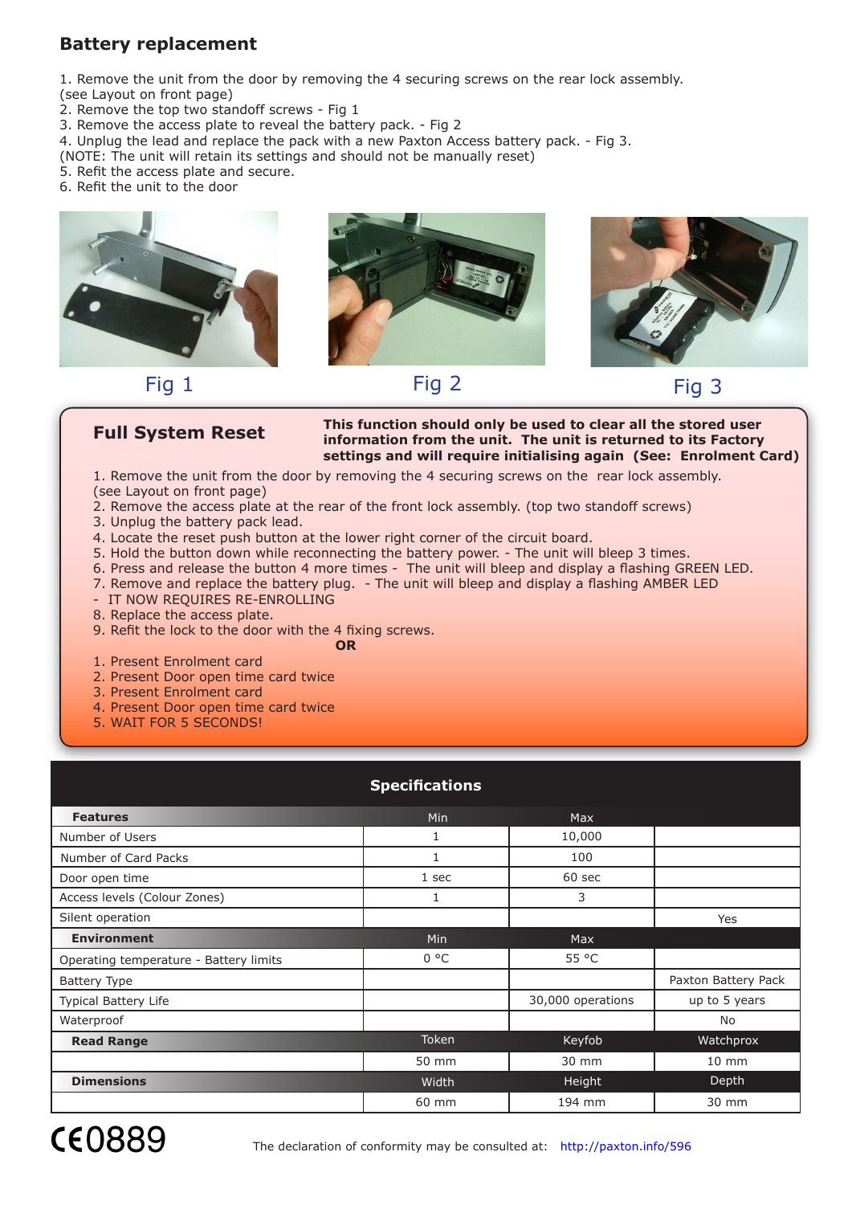## Battery replacement

1. Remove the unit from the door by removing the 4 securing screws on the rear lock assembly. (see Layout on front page)
2. Remove the top two standoff screws - Fig 1
3. Remove the access plate to reveal the battery pack. - Fig 2
4. Unplug the lead and replace the pack with a new Paxton Access battery pack. - Fig 3. (NOTE: The unit will retain its settings and should not be manually reset)
5. Refit the access plate and secure.
6. Refit the unit to the door

Fig 1

Fig 2

Fig 3

## Full System Reset

**This function should only be used to clear all the stored user information from the unit. The unit is returned to its Factory settings and will require initialising again (See: Enrolment Card)**

1. Remove the unit from the door by removing the 4 securing screws on the rear lock assembly. (see Layout on front page)
2. Remove the access plate at the rear of the front lock assembly. (top two standoff screws)
3. Unplug the battery pack lead.
4. Locate the reset push button at the lower right corner of the circuit board.
5. Hold the button down while reconnecting the battery power. - The unit will bleep 3 times.
6. Press and release the button 4 more times - The unit will bleep and display a flashing GREEN LED.
7. Remove and replace the battery plug. - The unit will bleep and display a flashing AMBER LED - IT NOW REQUIRES RE-ENROLLING
8. Replace the access plate.
9. Refit the lock to the door with the 4 fixing screws.

**OR**

1. Present Enrolment card
2. Present Door open time card twice
3. Present Enrolment card
4. Present Door open time card twice
5. WAIT FOR 5 SECONDS!

## Specifications

| **Features** | Min | Max | |
|---|---|---|---|
| Number of Users | 1 | 10,000 | |
| Number of Card Packs | 1 | 100 | |
| Door open time | 1 sec | 60 sec | |
| Access levels (Colour Zones) | 1 | 3 | |
| Silent operation | | | Yes |
| **Environment** | Min | Max | |
| Operating temperature - Battery limits | 0 °C | 55 °C | |
| Battery Type | | | Paxton Battery Pack |
| Typical Battery Life | | 30,000 operations | up to 5 years |
| Waterproof | | | No |
| **Read Range** | Token | Keyfob | Watchprox |
| | 50 mm | 30 mm | 10 mm |
| **Dimensions** | Width | Height | Depth |
| | 60 mm | 194 mm | 30 mm |

CE0889

The declaration of conformity may be consulted at: http://paxton.info/596